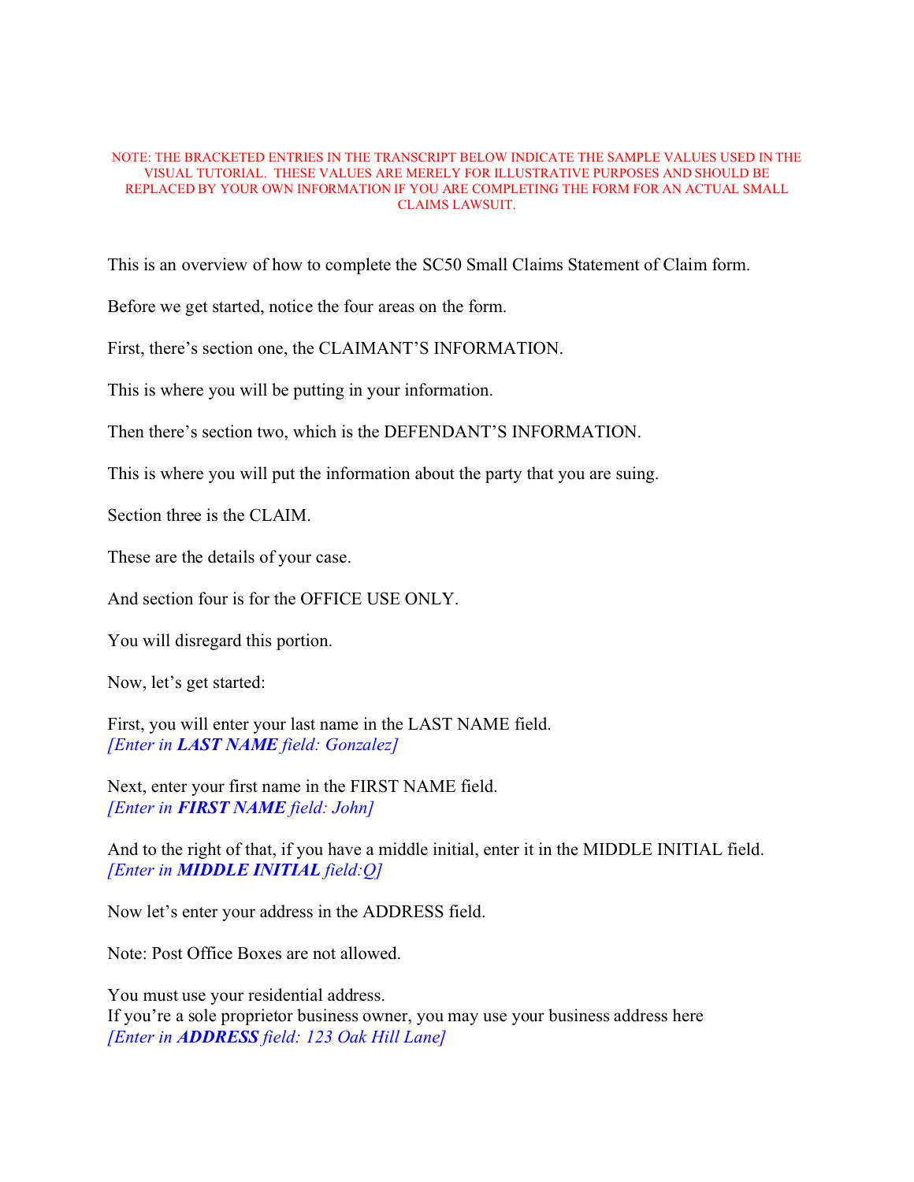NOTE: THE BRACKETED ENTRIES IN THE TRANSCRIPT BELOW INDICATE THE SAMPLE VALUES USED IN THE VISUAL TUTORIAL. THESE VALUES ARE MERELY FOR ILLUSTRATIVE PURPOSES AND SHOULD BE REPLACED BY YOUR OWN INFORMATION IF YOU ARE COMPLETING THE FORM FOR AN ACTUAL SMALL CLAIMS LAWSUIT.

This is an overview of how to complete the SC50 Small Claims Statement of Claim form.

Before we get started, notice the four areas on the form.

First, there's section one, the CLAIMANT'S INFORMATION.

This is where you will be putting in your information.

Then there's section two, which is the DEFENDANT'S INFORMATION.

This is where you will put the information about the party that you are suing.

Section three is the CLAIM.

These are the details of your case.

And section four is for the OFFICE USE ONLY.

You will disregard this portion.

Now, let's get started:

First, you will enter your last name in the LAST NAME field.
*[Enter in **LAST NAME** field: Gonzalez]*

Next, enter your first name in the FIRST NAME field.
*[Enter in **FIRST NAME** field: John]*

And to the right of that, if you have a middle initial, enter it in the MIDDLE INITIAL field.
*[Enter in **MIDDLE INITIAL** field:Q]*

Now let's enter your address in the ADDRESS field.

Note: Post Office Boxes are not allowed.

You must use your residential address.
If you're a sole proprietor business owner, you may use your business address here
*[Enter in **ADDRESS** field: 123 Oak Hill Lane]*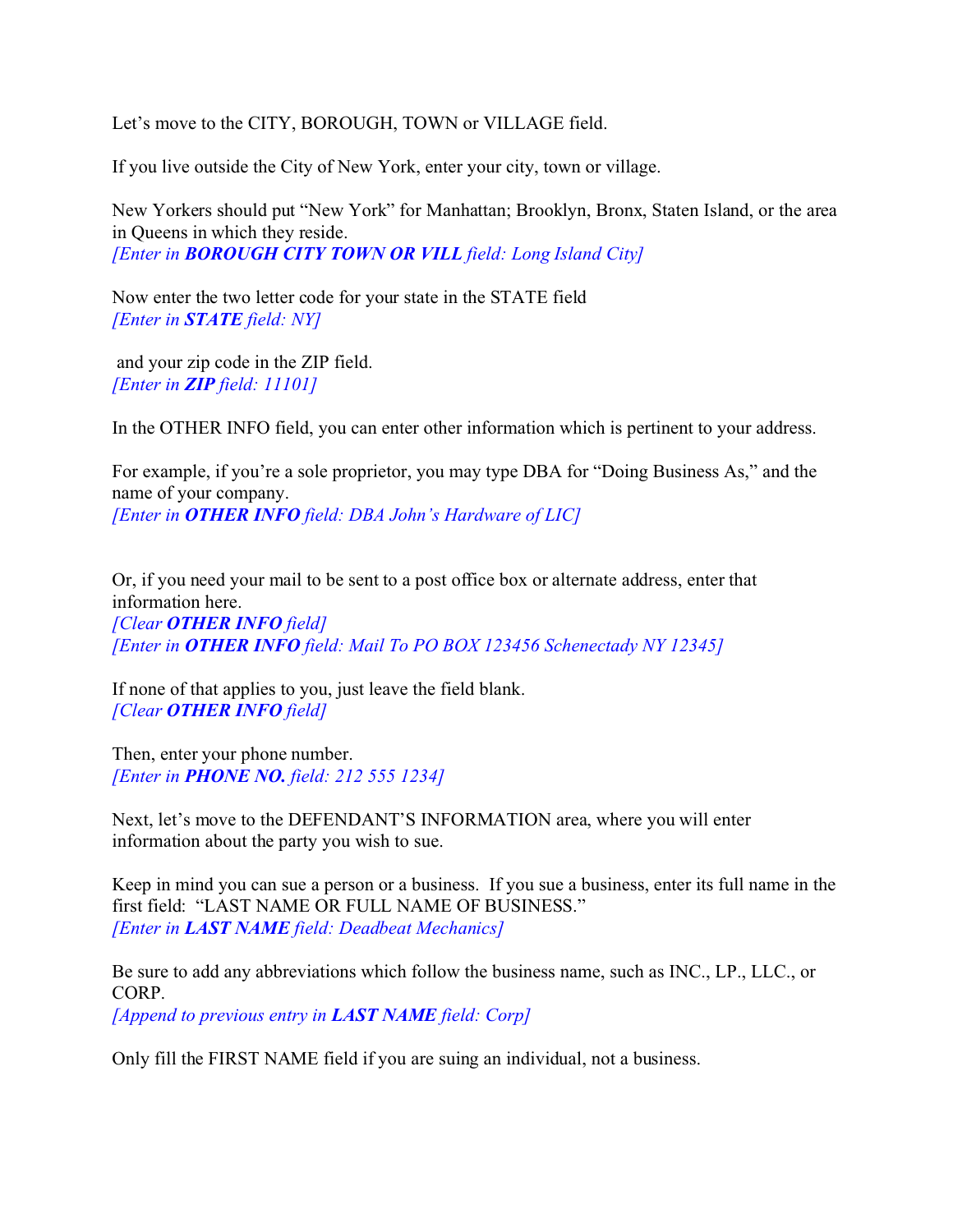Let's move to the CITY, BOROUGH, TOWN or VILLAGE field.

If you live outside the City of New York, enter your city, town or village.

New Yorkers should put "New York" for Manhattan; Brooklyn, Bronx, Staten Island, or the area in Queens in which they reside.
*[Enter in **BOROUGH CITY TOWN OR VILL** field: Long Island City]*

Now enter the two letter code for your state in the STATE field
*[Enter in **STATE** field: NY]*

and your zip code in the ZIP field.
*[Enter in **ZIP** field: 11101]*

In the OTHER INFO field, you can enter other information which is pertinent to your address.

For example, if you're a sole proprietor, you may type DBA for "Doing Business As," and the name of your company.
*[Enter in **OTHER INFO** field: DBA John's Hardware of LIC]*

Or, if you need your mail to be sent to a post office box or alternate address, enter that information here.
*[Clear **OTHER INFO** field]*
*[Enter in **OTHER INFO** field: Mail To PO BOX 123456 Schenectady NY 12345]*

If none of that applies to you, just leave the field blank.
*[Clear **OTHER INFO** field]*

Then, enter your phone number.
*[Enter in **PHONE NO.** field: 212 555 1234]*

Next, let's move to the DEFENDANT'S INFORMATION area, where you will enter information about the party you wish to sue.

Keep in mind you can sue a person or a business. If you sue a business, enter its full name in the first field: "LAST NAME OR FULL NAME OF BUSINESS."
*[Enter in **LAST NAME** field: Deadbeat Mechanics]*

Be sure to add any abbreviations which follow the business name, such as INC., LP., LLC., or CORP.
*[Append to previous entry in **LAST NAME** field: Corp]*

Only fill the FIRST NAME field if you are suing an individual, not a business.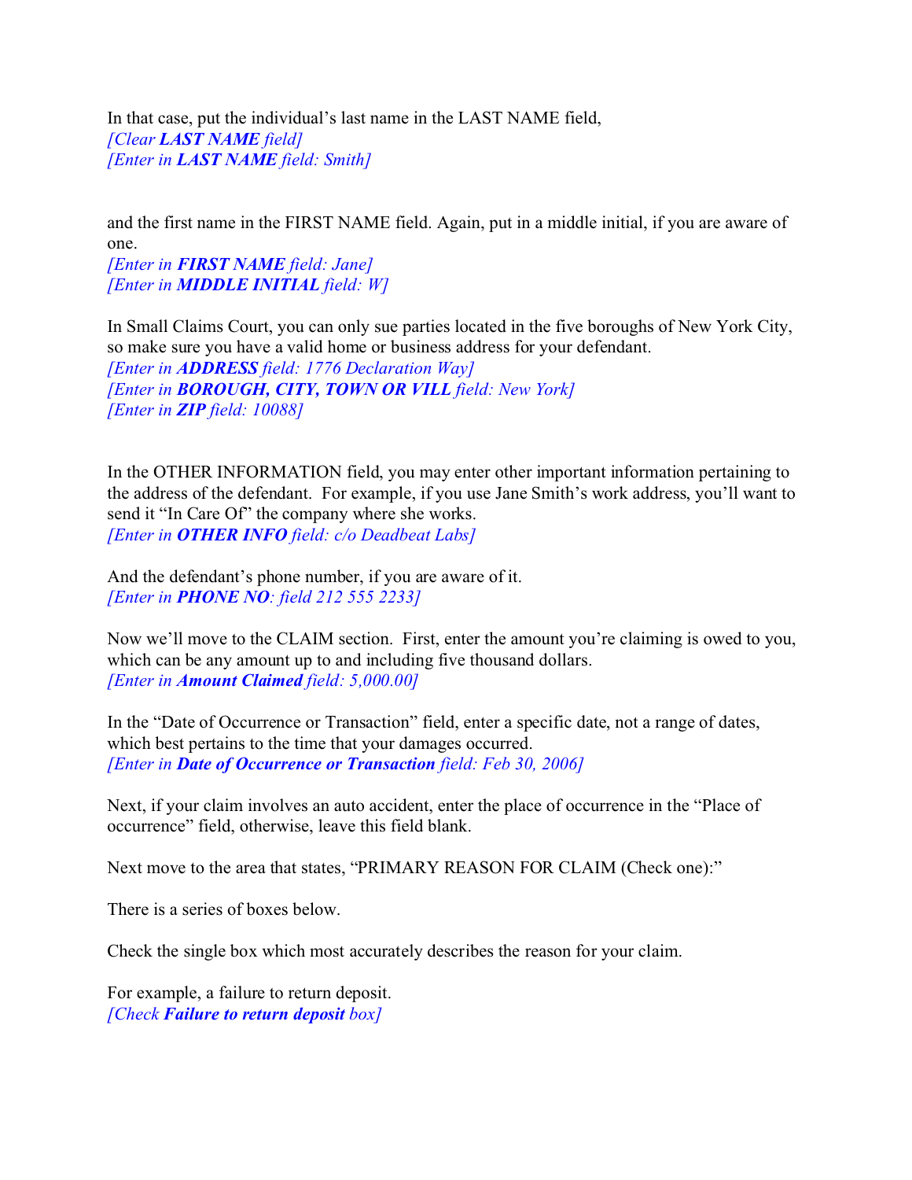In that case, put the individual's last name in the LAST NAME field,
*[Clear* ***LAST NAME*** *field]*
*[Enter in* ***LAST NAME*** *field: Smith]*

and the first name in the FIRST NAME field. Again, put in a middle initial, if you are aware of one.
*[Enter in* ***FIRST NAME*** *field: Jane]*
*[Enter in* ***MIDDLE INITIAL*** *field: W]*

In Small Claims Court, you can only sue parties located in the five boroughs of New York City, so make sure you have a valid home or business address for your defendant.
*[Enter in* ***ADDRESS*** *field: 1776 Declaration Way]*
*[Enter in* ***BOROUGH, CITY, TOWN OR VILL*** *field: New York]*
*[Enter in* ***ZIP*** *field: 10088]*

In the OTHER INFORMATION field, you may enter other important information pertaining to the address of the defendant. For example, if you use Jane Smith's work address, you'll want to send it "In Care Of" the company where she works.
*[Enter in* ***OTHER INFO*** *field: c/o Deadbeat Labs]*

And the defendant's phone number, if you are aware of it.
*[Enter in* ***PHONE NO****: field 212 555 2233]*

Now we'll move to the CLAIM section. First, enter the amount you're claiming is owed to you, which can be any amount up to and including five thousand dollars.
*[Enter in* ***Amount Claimed*** *field: 5,000.00]*

In the "Date of Occurrence or Transaction" field, enter a specific date, not a range of dates, which best pertains to the time that your damages occurred.
*[Enter in* ***Date of Occurrence or Transaction*** *field: Feb 30, 2006]*

Next, if your claim involves an auto accident, enter the place of occurrence in the "Place of occurrence" field, otherwise, leave this field blank.

Next move to the area that states, "PRIMARY REASON FOR CLAIM (Check one):"

There is a series of boxes below.

Check the single box which most accurately describes the reason for your claim.

For example, a failure to return deposit.
*[Check* ***Failure to return deposit*** *box]*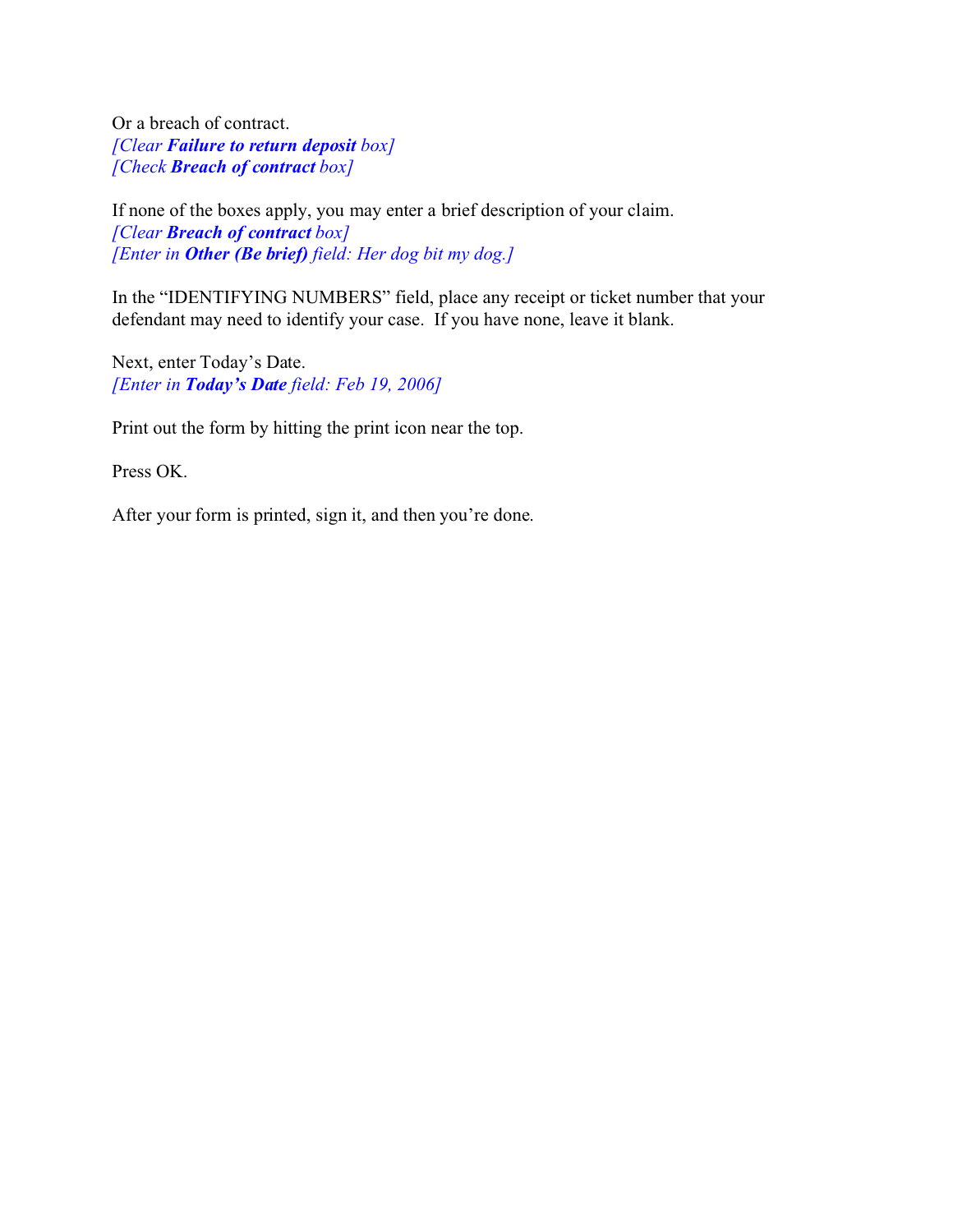Or a breach of contract.
*[Clear **Failure to return deposit** box]*
*[Check **Breach of contract** box]*

If none of the boxes apply, you may enter a brief description of your claim.
*[Clear **Breach of contract** box]*
*[Enter in **Other (Be brief)** field: Her dog bit my dog.]*

In the "IDENTIFYING NUMBERS" field, place any receipt or ticket number that your defendant may need to identify your case. If you have none, leave it blank.

Next, enter Today's Date.
*[Enter in **Today's Date** field: Feb 19, 2006]*

Print out the form by hitting the print icon near the top.

Press OK.

After your form is printed, sign it, and then you're done.